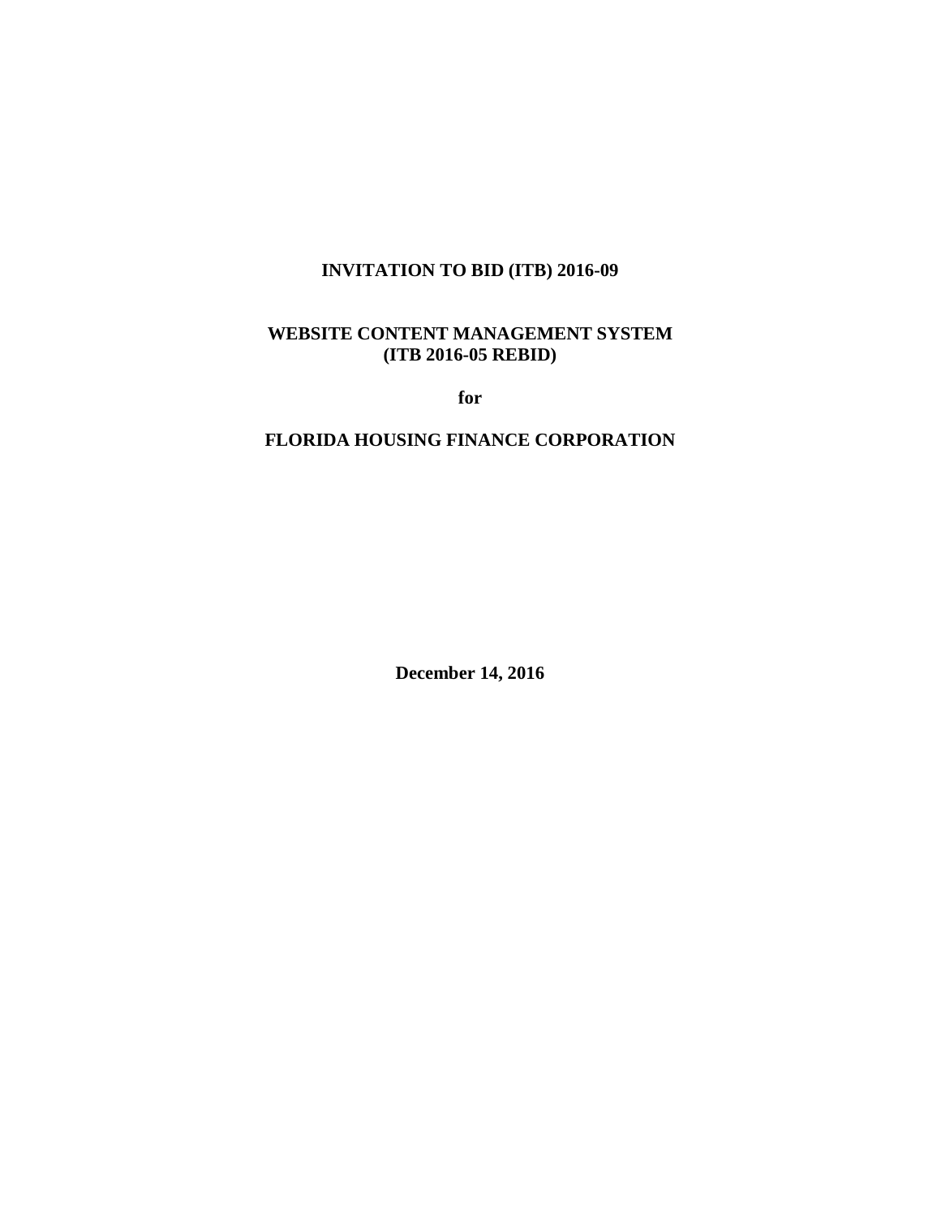# INVITATION TO BID (ITB) 2016-09

## WEBSITE CONTENT MANAGEMENT SYSTEM
## (ITB 2016-05 REBID)

**for**

## FLORIDA HOUSING FINANCE CORPORATION

**December 14, 2016**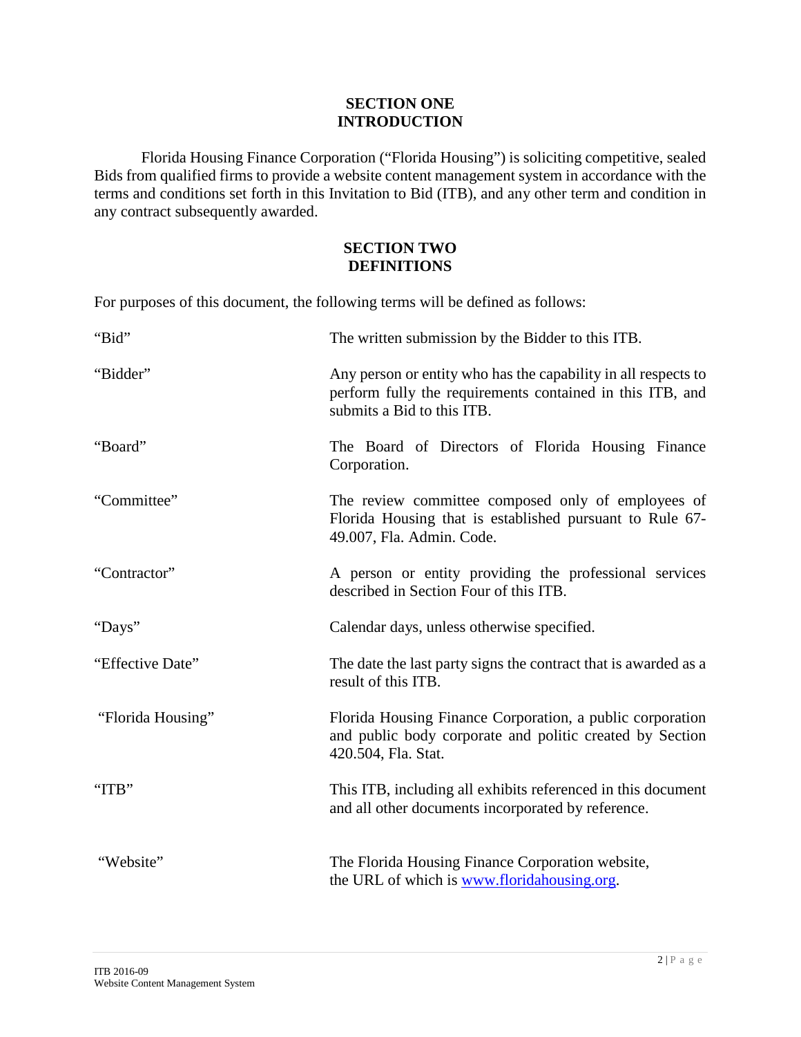## SECTION ONE
## INTRODUCTION

Florida Housing Finance Corporation ("Florida Housing") is soliciting competitive, sealed Bids from qualified firms to provide a website content management system in accordance with the terms and conditions set forth in this Invitation to Bid (ITB), and any other term and condition in any contract subsequently awarded.

## SECTION TWO
## DEFINITIONS

For purposes of this document, the following terms will be defined as follows:

| | |
|---|---|
| "Bid" | The written submission by the Bidder to this ITB. |
| "Bidder" | Any person or entity who has the capability in all respects to perform fully the requirements contained in this ITB, and submits a Bid to this ITB. |
| "Board" | The Board of Directors of Florida Housing Finance Corporation. |
| "Committee" | The review committee composed only of employees of Florida Housing that is established pursuant to Rule 67-49.007, Fla. Admin. Code. |
| "Contractor" | A person or entity providing the professional services described in Section Four of this ITB. |
| "Days" | Calendar days, unless otherwise specified. |
| "Effective Date" | The date the last party signs the contract that is awarded as a result of this ITB. |
| "Florida Housing" | Florida Housing Finance Corporation, a public corporation and public body corporate and politic created by Section 420.504, Fla. Stat. |
| "ITB" | This ITB, including all exhibits referenced in this document and all other documents incorporated by reference. |
| "Website" | The Florida Housing Finance Corporation website, the URL of which is www.floridahousing.org. |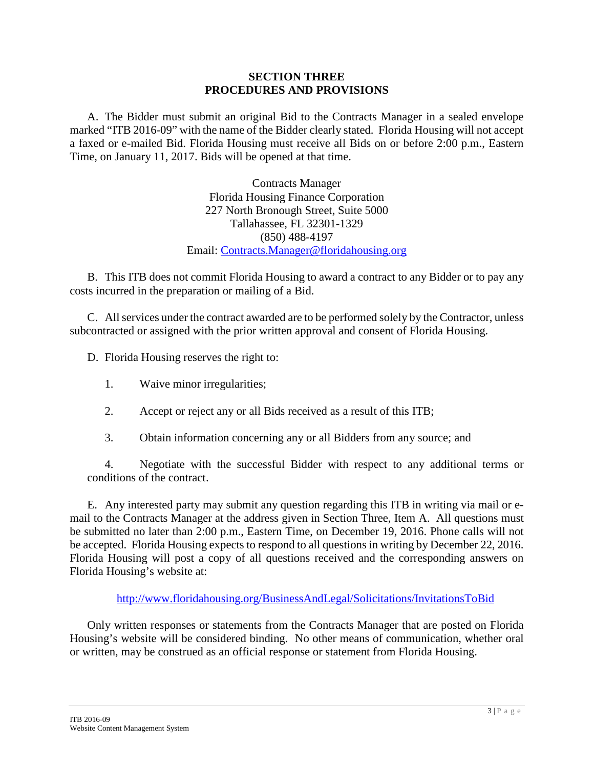# SECTION THREE
# PROCEDURES AND PROVISIONS

A. The Bidder must submit an original Bid to the Contracts Manager in a sealed envelope marked "ITB 2016-09" with the name of the Bidder clearly stated. Florida Housing will not accept a faxed or e-mailed Bid. Florida Housing must receive all Bids on or before 2:00 p.m., Eastern Time, on January 11, 2017. Bids will be opened at that time.

Contracts Manager
Florida Housing Finance Corporation
227 North Bronough Street, Suite 5000
Tallahassee, FL 32301-1329
(850) 488-4197
Email: Contracts.Manager@floridahousing.org

B. This ITB does not commit Florida Housing to award a contract to any Bidder or to pay any costs incurred in the preparation or mailing of a Bid.

C. All services under the contract awarded are to be performed solely by the Contractor, unless subcontracted or assigned with the prior written approval and consent of Florida Housing.

D. Florida Housing reserves the right to:

1. Waive minor irregularities;
2. Accept or reject any or all Bids received as a result of this ITB;
3. Obtain information concerning any or all Bidders from any source; and
4. Negotiate with the successful Bidder with respect to any additional terms or conditions of the contract.

E. Any interested party may submit any question regarding this ITB in writing via mail or e-mail to the Contracts Manager at the address given in Section Three, Item A. All questions must be submitted no later than 2:00 p.m., Eastern Time, on December 19, 2016. Phone calls will not be accepted. Florida Housing expects to respond to all questions in writing by December 22, 2016. Florida Housing will post a copy of all questions received and the corresponding answers on Florida Housing's website at:

http://www.floridahousing.org/BusinessAndLegal/Solicitations/InvitationsToBid

Only written responses or statements from the Contracts Manager that are posted on Florida Housing's website will be considered binding. No other means of communication, whether oral or written, may be construed as an official response or statement from Florida Housing.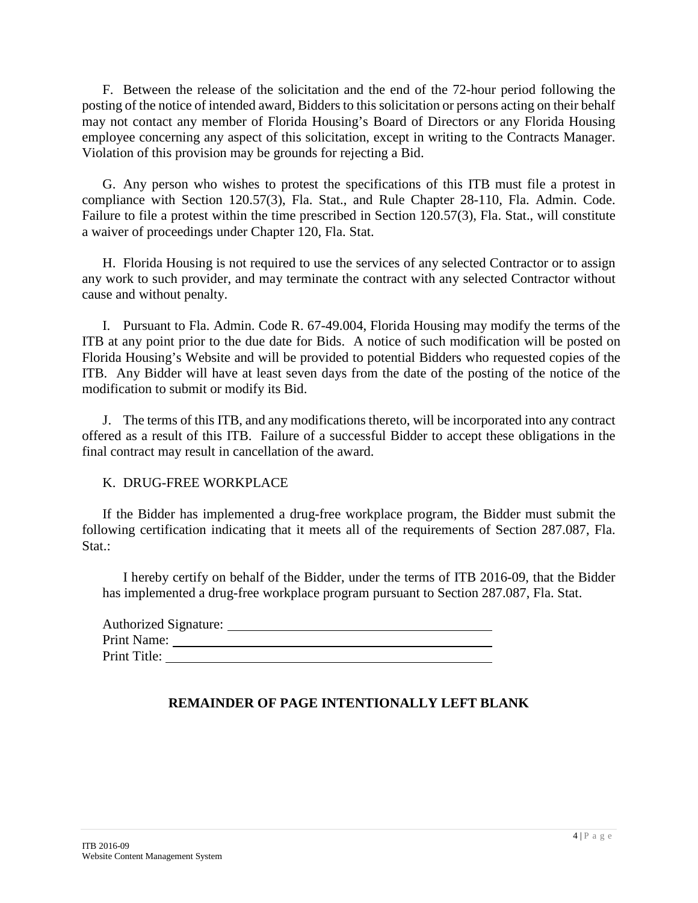F. Between the release of the solicitation and the end of the 72-hour period following the posting of the notice of intended award, Bidders to this solicitation or persons acting on their behalf may not contact any member of Florida Housing's Board of Directors or any Florida Housing employee concerning any aspect of this solicitation, except in writing to the Contracts Manager. Violation of this provision may be grounds for rejecting a Bid.

G. Any person who wishes to protest the specifications of this ITB must file a protest in compliance with Section 120.57(3), Fla. Stat., and Rule Chapter 28-110, Fla. Admin. Code. Failure to file a protest within the time prescribed in Section 120.57(3), Fla. Stat., will constitute a waiver of proceedings under Chapter 120, Fla. Stat.

H. Florida Housing is not required to use the services of any selected Contractor or to assign any work to such provider, and may terminate the contract with any selected Contractor without cause and without penalty.

I. Pursuant to Fla. Admin. Code R. 67-49.004, Florida Housing may modify the terms of the ITB at any point prior to the due date for Bids. A notice of such modification will be posted on Florida Housing's Website and will be provided to potential Bidders who requested copies of the ITB. Any Bidder will have at least seven days from the date of the posting of the notice of the modification to submit or modify its Bid.

J. The terms of this ITB, and any modifications thereto, will be incorporated into any contract offered as a result of this ITB. Failure of a successful Bidder to accept these obligations in the final contract may result in cancellation of the award.

K. DRUG-FREE WORKPLACE

If the Bidder has implemented a drug-free workplace program, the Bidder must submit the following certification indicating that it meets all of the requirements of Section 287.087, Fla. Stat.:

> I hereby certify on behalf of the Bidder, under the terms of ITB 2016-09, that the Bidder has implemented a drug-free workplace program pursuant to Section 287.087, Fla. Stat.
>
> Authorized Signature: ______________________________
> Print Name: ______________________________
> Print Title: ______________________________

**REMAINDER OF PAGE INTENTIONALLY LEFT BLANK**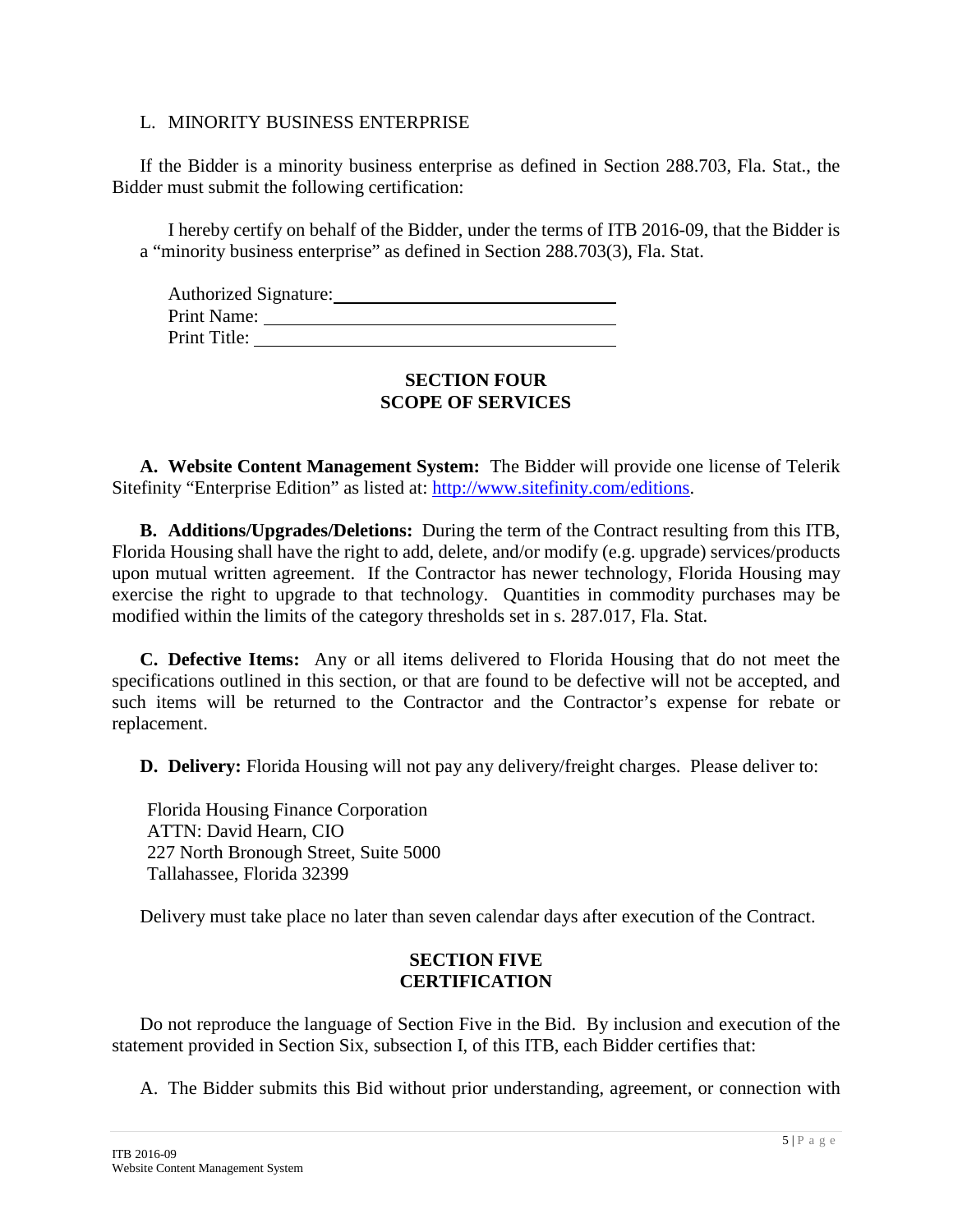L. MINORITY BUSINESS ENTERPRISE

If the Bidder is a minority business enterprise as defined in Section 288.703, Fla. Stat., the Bidder must submit the following certification:

I hereby certify on behalf of the Bidder, under the terms of ITB 2016-09, that the Bidder is a "minority business enterprise" as defined in Section 288.703(3), Fla. Stat.

Authorized Signature: ______________________________
Print Name: ______________________________
Print Title: ______________________________

## SECTION FOUR
## SCOPE OF SERVICES

**A. Website Content Management System:** The Bidder will provide one license of Telerik Sitefinity "Enterprise Edition" as listed at: [http://www.sitefinity.com/editions](http://www.sitefinity.com/editions).

**B. Additions/Upgrades/Deletions:** During the term of the Contract resulting from this ITB, Florida Housing shall have the right to add, delete, and/or modify (e.g. upgrade) services/products upon mutual written agreement. If the Contractor has newer technology, Florida Housing may exercise the right to upgrade to that technology. Quantities in commodity purchases may be modified within the limits of the category thresholds set in s. 287.017, Fla. Stat.

**C. Defective Items:** Any or all items delivered to Florida Housing that do not meet the specifications outlined in this section, or that are found to be defective will not be accepted, and such items will be returned to the Contractor and the Contractor's expense for rebate or replacement.

**D. Delivery:** Florida Housing will not pay any delivery/freight charges. Please deliver to:

Florida Housing Finance Corporation
ATTN: David Hearn, CIO
227 North Bronough Street, Suite 5000
Tallahassee, Florida 32399

Delivery must take place no later than seven calendar days after execution of the Contract.

## SECTION FIVE
## CERTIFICATION

Do not reproduce the language of Section Five in the Bid. By inclusion and execution of the statement provided in Section Six, subsection I, of this ITB, each Bidder certifies that:

A. The Bidder submits this Bid without prior understanding, agreement, or connection with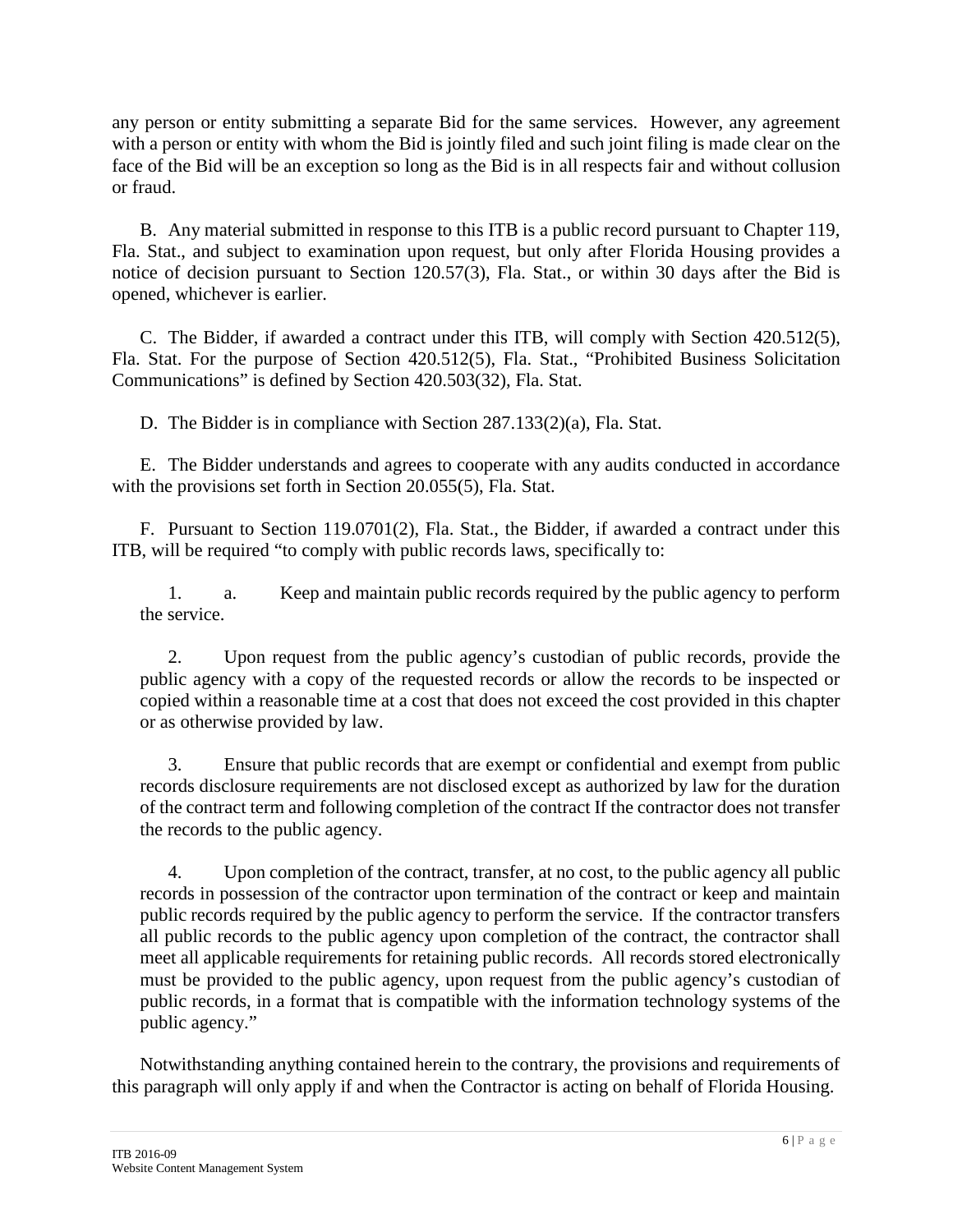any person or entity submitting a separate Bid for the same services. However, any agreement with a person or entity with whom the Bid is jointly filed and such joint filing is made clear on the face of the Bid will be an exception so long as the Bid is in all respects fair and without collusion or fraud.

B. Any material submitted in response to this ITB is a public record pursuant to Chapter 119, Fla. Stat., and subject to examination upon request, but only after Florida Housing provides a notice of decision pursuant to Section 120.57(3), Fla. Stat., or within 30 days after the Bid is opened, whichever is earlier.

C. The Bidder, if awarded a contract under this ITB, will comply with Section 420.512(5), Fla. Stat. For the purpose of Section 420.512(5), Fla. Stat., "Prohibited Business Solicitation Communications" is defined by Section 420.503(32), Fla. Stat.

D. The Bidder is in compliance with Section 287.133(2)(a), Fla. Stat.

E. The Bidder understands and agrees to cooperate with any audits conducted in accordance with the provisions set forth in Section 20.055(5), Fla. Stat.

F. Pursuant to Section 119.0701(2), Fla. Stat., the Bidder, if awarded a contract under this ITB, will be required "to comply with public records laws, specifically to:

1. a. Keep and maintain public records required by the public agency to perform the service.

2. Upon request from the public agency's custodian of public records, provide the public agency with a copy of the requested records or allow the records to be inspected or copied within a reasonable time at a cost that does not exceed the cost provided in this chapter or as otherwise provided by law.

3. Ensure that public records that are exempt or confidential and exempt from public records disclosure requirements are not disclosed except as authorized by law for the duration of the contract term and following completion of the contract If the contractor does not transfer the records to the public agency.

4. Upon completion of the contract, transfer, at no cost, to the public agency all public records in possession of the contractor upon termination of the contract or keep and maintain public records required by the public agency to perform the service. If the contractor transfers all public records to the public agency upon completion of the contract, the contractor shall meet all applicable requirements for retaining public records. All records stored electronically must be provided to the public agency, upon request from the public agency's custodian of public records, in a format that is compatible with the information technology systems of the public agency."

Notwithstanding anything contained herein to the contrary, the provisions and requirements of this paragraph will only apply if and when the Contractor is acting on behalf of Florida Housing.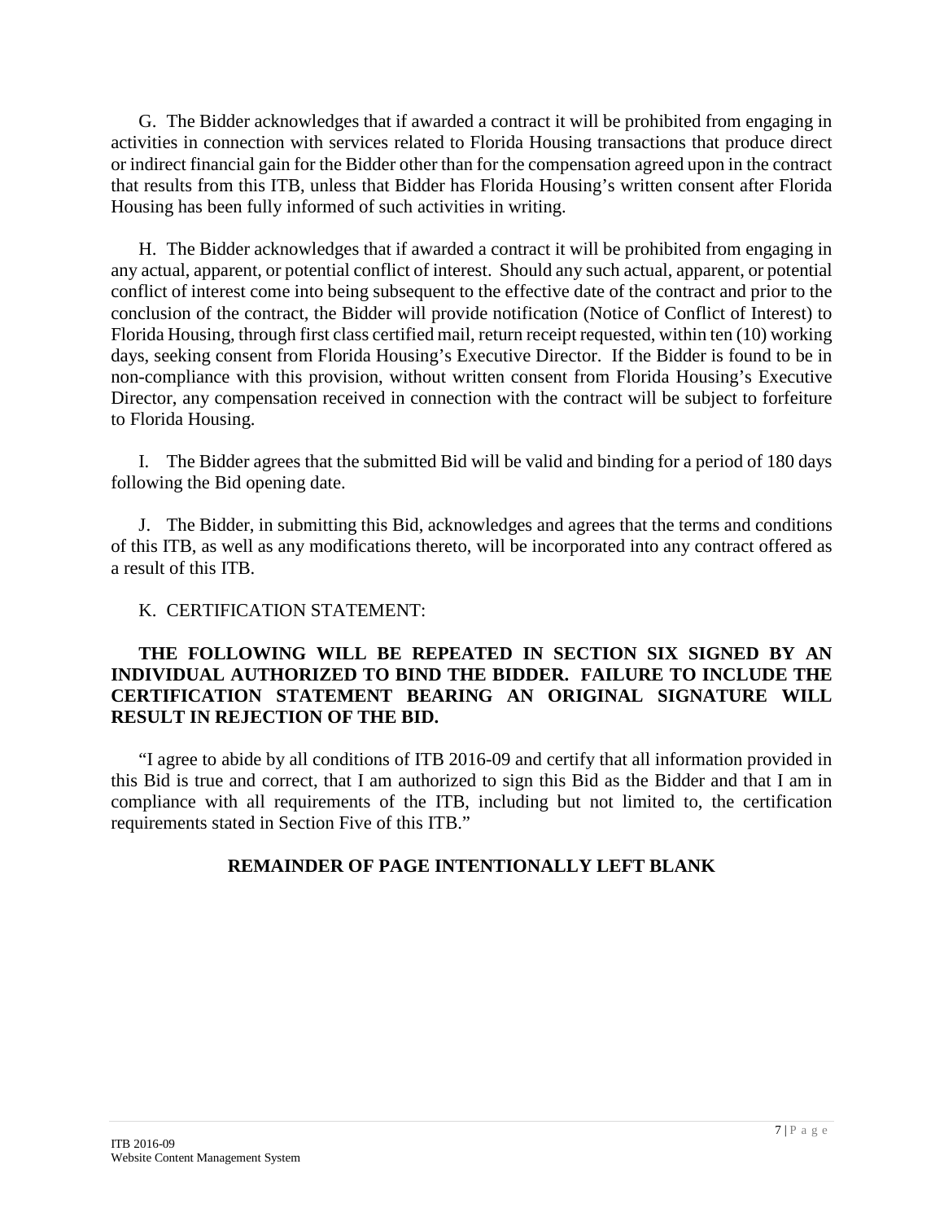G. The Bidder acknowledges that if awarded a contract it will be prohibited from engaging in activities in connection with services related to Florida Housing transactions that produce direct or indirect financial gain for the Bidder other than for the compensation agreed upon in the contract that results from this ITB, unless that Bidder has Florida Housing's written consent after Florida Housing has been fully informed of such activities in writing.

H. The Bidder acknowledges that if awarded a contract it will be prohibited from engaging in any actual, apparent, or potential conflict of interest. Should any such actual, apparent, or potential conflict of interest come into being subsequent to the effective date of the contract and prior to the conclusion of the contract, the Bidder will provide notification (Notice of Conflict of Interest) to Florida Housing, through first class certified mail, return receipt requested, within ten (10) working days, seeking consent from Florida Housing's Executive Director. If the Bidder is found to be in non-compliance with this provision, without written consent from Florida Housing's Executive Director, any compensation received in connection with the contract will be subject to forfeiture to Florida Housing.

I. The Bidder agrees that the submitted Bid will be valid and binding for a period of 180 days following the Bid opening date.

J. The Bidder, in submitting this Bid, acknowledges and agrees that the terms and conditions of this ITB, as well as any modifications thereto, will be incorporated into any contract offered as a result of this ITB.

K. CERTIFICATION STATEMENT:

**THE FOLLOWING WILL BE REPEATED IN SECTION SIX SIGNED BY AN INDIVIDUAL AUTHORIZED TO BIND THE BIDDER. FAILURE TO INCLUDE THE CERTIFICATION STATEMENT BEARING AN ORIGINAL SIGNATURE WILL RESULT IN REJECTION OF THE BID.**

"I agree to abide by all conditions of ITB 2016-09 and certify that all information provided in this Bid is true and correct, that I am authorized to sign this Bid as the Bidder and that I am in compliance with all requirements of the ITB, including but not limited to, the certification requirements stated in Section Five of this ITB."

**REMAINDER OF PAGE INTENTIONALLY LEFT BLANK**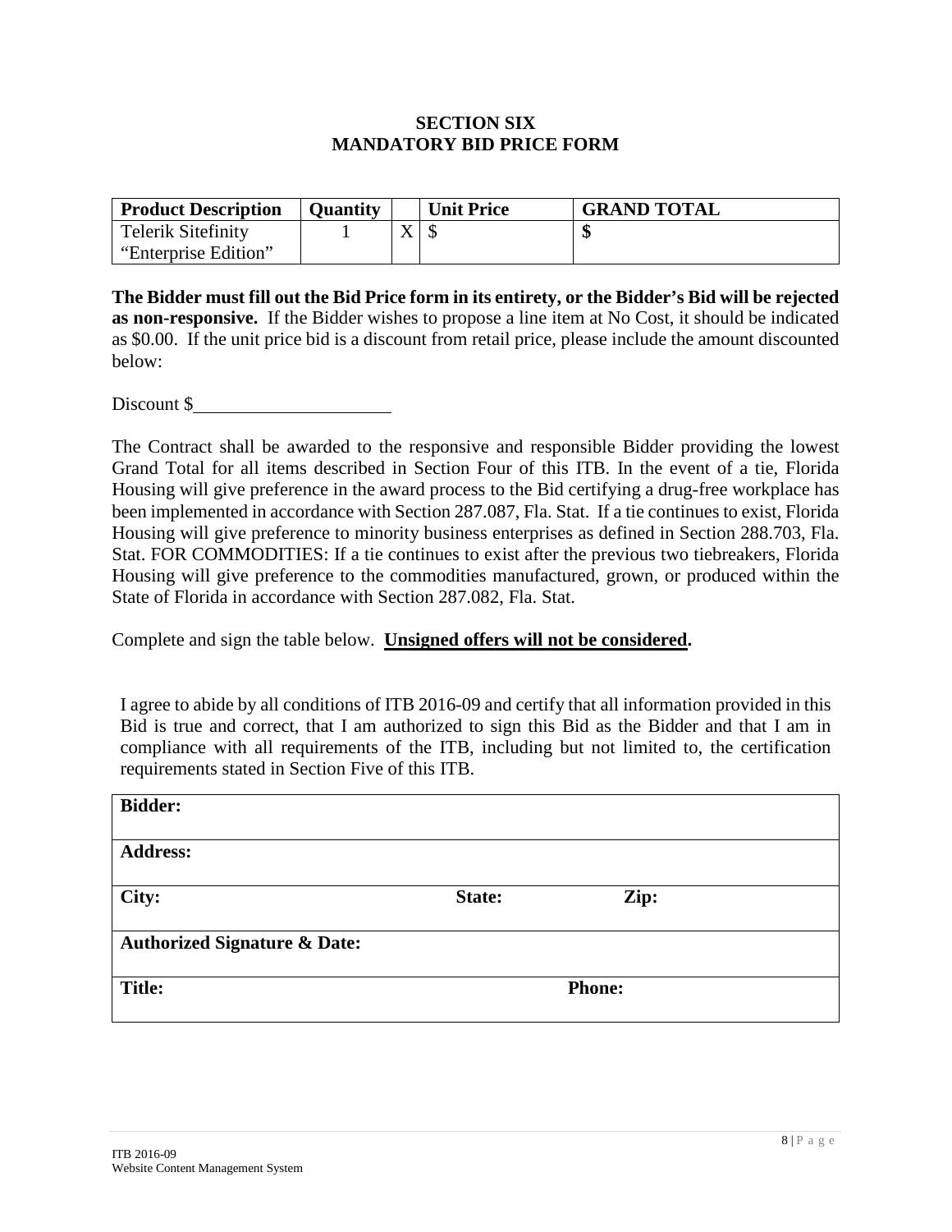# SECTION SIX
# MANDATORY BID PRICE FORM

| Product Description | Quantity | | Unit Price | GRAND TOTAL |
|---|---|---|---|---|
| Telerik Sitefinity "Enterprise Edition" | 1 | X | $ | **$** |

**The Bidder must fill out the Bid Price form in its entirety, or the Bidder's Bid will be rejected as non-responsive.** If the Bidder wishes to propose a line item at No Cost, it should be indicated as $0.00. If the unit price bid is a discount from retail price, please include the amount discounted below:

Discount $\_\_\_\_\_\_\_\_\_\_\_\_\_\_\_\_\_\_\_\_\_\_

The Contract shall be awarded to the responsive and responsible Bidder providing the lowest Grand Total for all items described in Section Four of this ITB. In the event of a tie, Florida Housing will give preference in the award process to the Bid certifying a drug-free workplace has been implemented in accordance with Section 287.087, Fla. Stat. If a tie continues to exist, Florida Housing will give preference to minority business enterprises as defined in Section 288.703, Fla. Stat. FOR COMMODITIES: If a tie continues to exist after the previous two tiebreakers, Florida Housing will give preference to the commodities manufactured, grown, or produced within the State of Florida in accordance with Section 287.082, Fla. Stat.

Complete and sign the table below. **<u>Unsigned offers will not be considered</u>.**

I agree to abide by all conditions of ITB 2016-09 and certify that all information provided in this Bid is true and correct, that I am authorized to sign this Bid as the Bidder and that I am in compliance with all requirements of the ITB, including but not limited to, the certification requirements stated in Section Five of this ITB.

| **Bidder:** | | |
|---|---|---|
| **Address:** | | |
| **City:** | **State:** | **Zip:** |
| **Authorized Signature & Date:** | | |
| **Title:** | | **Phone:** |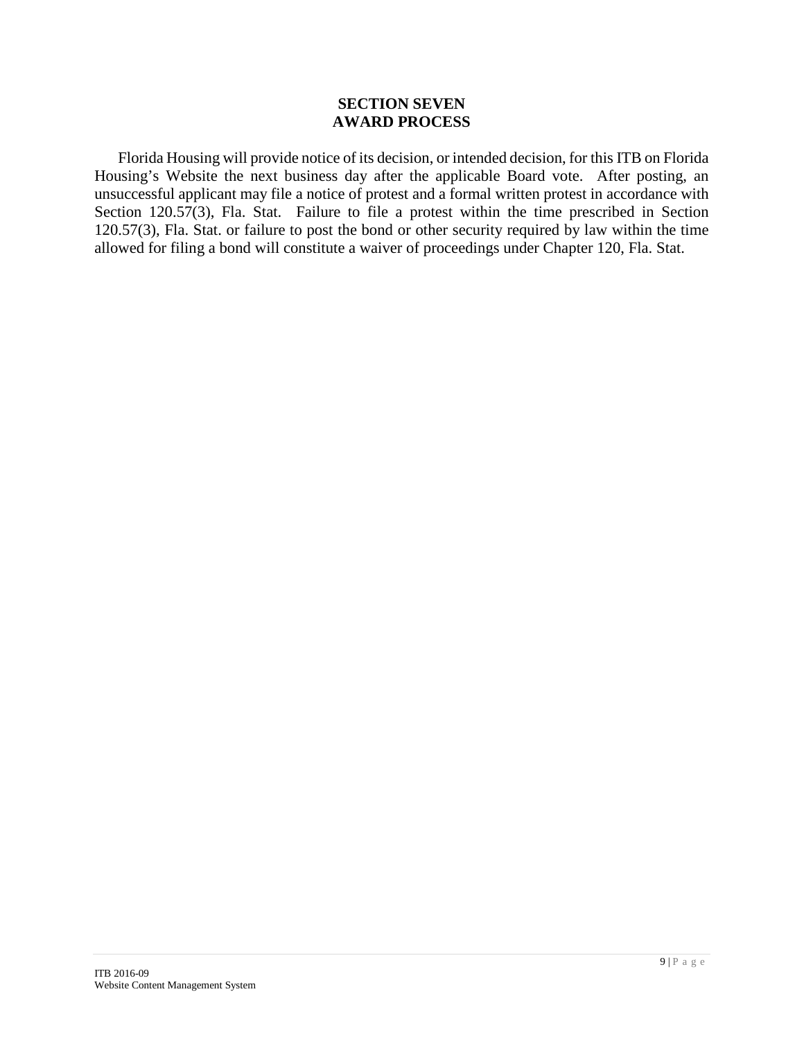# SECTION SEVEN
# AWARD PROCESS

Florida Housing will provide notice of its decision, or intended decision, for this ITB on Florida Housing's Website the next business day after the applicable Board vote. After posting, an unsuccessful applicant may file a notice of protest and a formal written protest in accordance with Section 120.57(3), Fla. Stat. Failure to file a protest within the time prescribed in Section 120.57(3), Fla. Stat. or failure to post the bond or other security required by law within the time allowed for filing a bond will constitute a waiver of proceedings under Chapter 120, Fla. Stat.